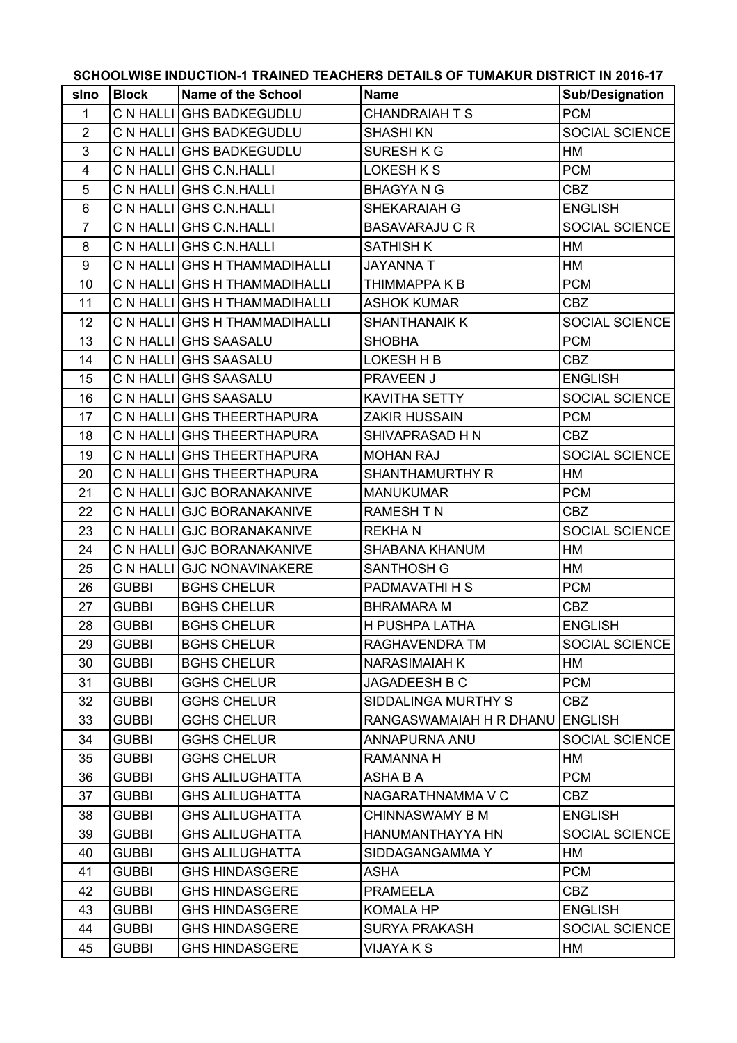**SCHOOLWISE INDUCTION-1 TRAINED TEACHERS DETAILS OF TUMAKUR DISTRICT IN 2016-17**

| slno | Block | Name of the School | Name | Sub/Designation |
|---|---|---|---|---|
| 1 | C N HALLI | GHS BADKEGUDLU | CHANDRAIAH T S | PCM |
| 2 | C N HALLI | GHS BADKEGUDLU | SHASHI KN | SOCIAL SCIENCE |
| 3 | C N HALLI | GHS BADKEGUDLU | SURESH K G | HM |
| 4 | C N HALLI | GHS C.N.HALLI | LOKESH K S | PCM |
| 5 | C N HALLI | GHS C.N.HALLI | BHAGYA N G | CBZ |
| 6 | C N HALLI | GHS C.N.HALLI | SHEKARAIAH G | ENGLISH |
| 7 | C N HALLI | GHS C.N.HALLI | BASAVARAJU C R | SOCIAL SCIENCE |
| 8 | C N HALLI | GHS C.N.HALLI | SATHISH K | HM |
| 9 | C N HALLI | GHS H THAMMADIHALLI | JAYANNA T | HM |
| 10 | C N HALLI | GHS H THAMMADIHALLI | THIMMAPPA K B | PCM |
| 11 | C N HALLI | GHS H THAMMADIHALLI | ASHOK KUMAR | CBZ |
| 12 | C N HALLI | GHS H THAMMADIHALLI | SHANTHANAIK K | SOCIAL SCIENCE |
| 13 | C N HALLI | GHS SAASALU | SHOBHA | PCM |
| 14 | C N HALLI | GHS SAASALU | LOKESH H B | CBZ |
| 15 | C N HALLI | GHS SAASALU | PRAVEEN J | ENGLISH |
| 16 | C N HALLI | GHS SAASALU | KAVITHA SETTY | SOCIAL SCIENCE |
| 17 | C N HALLI | GHS THEERTHAPURA | ZAKIR HUSSAIN | PCM |
| 18 | C N HALLI | GHS THEERTHAPURA | SHIVAPRASAD H N | CBZ |
| 19 | C N HALLI | GHS THEERTHAPURA | MOHAN RAJ | SOCIAL SCIENCE |
| 20 | C N HALLI | GHS THEERTHAPURA | SHANTHAMURTHY R | HM |
| 21 | C N HALLI | GJC BORANAKANIVE | MANUKUMAR | PCM |
| 22 | C N HALLI | GJC BORANAKANIVE | RAMESH T N | CBZ |
| 23 | C N HALLI | GJC BORANAKANIVE | REKHA N | SOCIAL SCIENCE |
| 24 | C N HALLI | GJC BORANAKANIVE | SHABANA KHANUM | HM |
| 25 | C N HALLI | GJC NONAVINAKERE | SANTHOSH G | HM |
| 26 | GUBBI | BGHS CHELUR | PADMAVATHI H S | PCM |
| 27 | GUBBI | BGHS CHELUR | BHRAMARA M | CBZ |
| 28 | GUBBI | BGHS CHELUR | H PUSHPA LATHA | ENGLISH |
| 29 | GUBBI | BGHS CHELUR | RAGHAVENDRA TM | SOCIAL SCIENCE |
| 30 | GUBBI | BGHS CHELUR | NARASIMAIAH K | HM |
| 31 | GUBBI | GGHS CHELUR | JAGADEESH B C | PCM |
| 32 | GUBBI | GGHS CHELUR | SIDDALINGA MURTHY S | CBZ |
| 33 | GUBBI | GGHS CHELUR | RANGASWAMAIAH H R DHANU | ENGLISH |
| 34 | GUBBI | GGHS CHELUR | ANNAPURNA ANU | SOCIAL SCIENCE |
| 35 | GUBBI | GGHS CHELUR | RAMANNA H | HM |
| 36 | GUBBI | GHS ALILUGHATTA | ASHA B A | PCM |
| 37 | GUBBI | GHS ALILUGHATTA | NAGARATHNAMMA V C | CBZ |
| 38 | GUBBI | GHS ALILUGHATTA | CHINNASWAMY B M | ENGLISH |
| 39 | GUBBI | GHS ALILUGHATTA | HANUMANTHAYYA HN | SOCIAL SCIENCE |
| 40 | GUBBI | GHS ALILUGHATTA | SIDDAGANGAMMA Y | HM |
| 41 | GUBBI | GHS HINDASGERE | ASHA | PCM |
| 42 | GUBBI | GHS HINDASGERE | PRAMEELA | CBZ |
| 43 | GUBBI | GHS HINDASGERE | KOMALA HP | ENGLISH |
| 44 | GUBBI | GHS HINDASGERE | SURYA PRAKASH | SOCIAL SCIENCE |
| 45 | GUBBI | GHS HINDASGERE | VIJAYA K S | HM |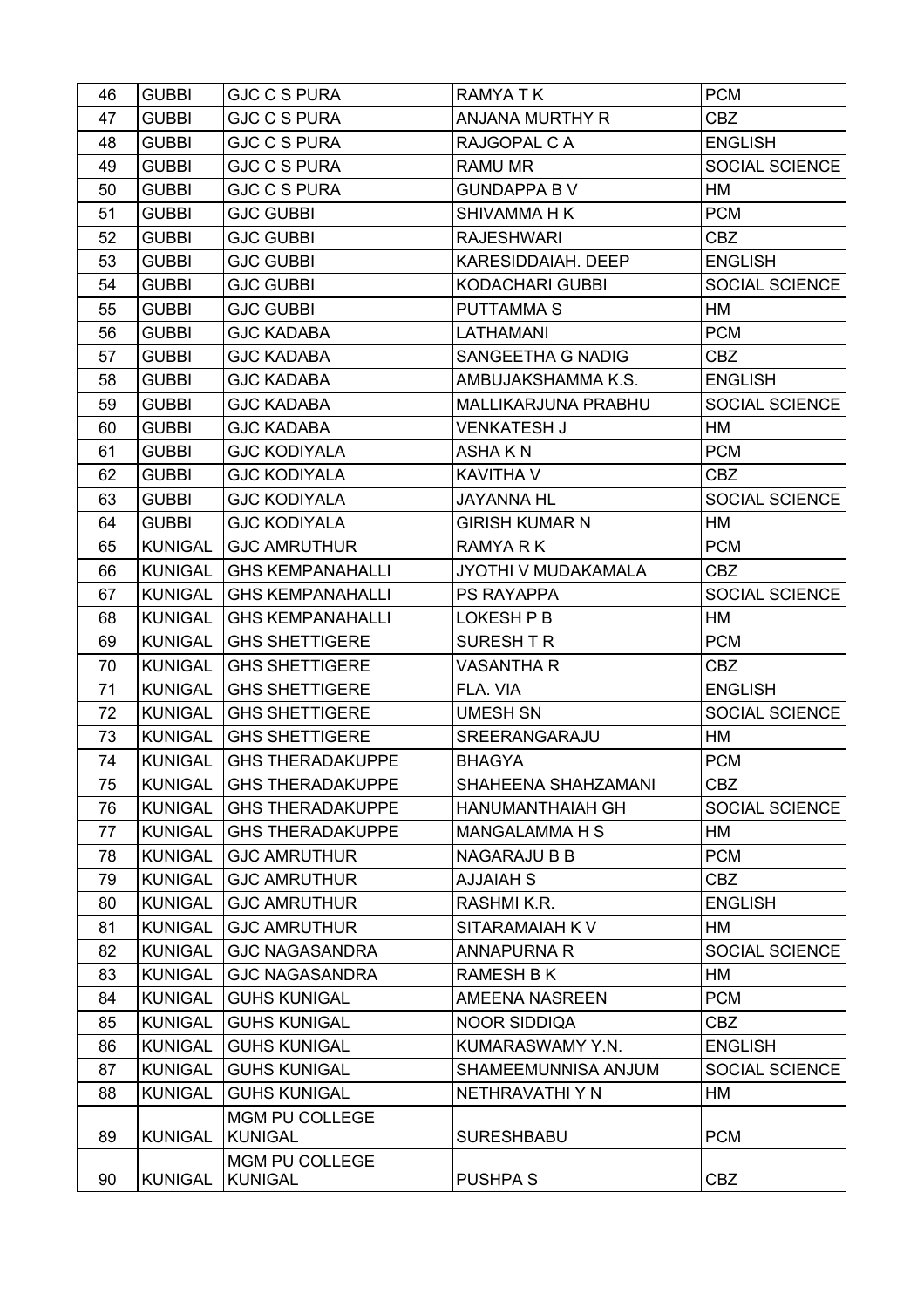| 46 | GUBBI | GJC C S PURA | RAMYA T K | PCM |
|---|---|---|---|---|
| 47 | GUBBI | GJC C S PURA | ANJANA MURTHY R | CBZ |
| 48 | GUBBI | GJC C S PURA | RAJGOPAL C A | ENGLISH |
| 49 | GUBBI | GJC C S PURA | RAMU MR | SOCIAL SCIENCE |
| 50 | GUBBI | GJC C S PURA | GUNDAPPA B V | HM |
| 51 | GUBBI | GJC GUBBI | SHIVAMMA H K | PCM |
| 52 | GUBBI | GJC GUBBI | RAJESHWARI | CBZ |
| 53 | GUBBI | GJC GUBBI | KARESIDDAIAH. DEEP | ENGLISH |
| 54 | GUBBI | GJC GUBBI | KODACHARI GUBBI | SOCIAL SCIENCE |
| 55 | GUBBI | GJC GUBBI | PUTTAMMA S | HM |
| 56 | GUBBI | GJC KADABA | LATHAMANI | PCM |
| 57 | GUBBI | GJC KADABA | SANGEETHA G NADIG | CBZ |
| 58 | GUBBI | GJC KADABA | AMBUJAKSHAMMA K.S. | ENGLISH |
| 59 | GUBBI | GJC KADABA | MALLIKARJUNA PRABHU | SOCIAL SCIENCE |
| 60 | GUBBI | GJC KADABA | VENKATESH J | HM |
| 61 | GUBBI | GJC KODIYALA | ASHA K N | PCM |
| 62 | GUBBI | GJC KODIYALA | KAVITHA V | CBZ |
| 63 | GUBBI | GJC KODIYALA | JAYANNA HL | SOCIAL SCIENCE |
| 64 | GUBBI | GJC KODIYALA | GIRISH KUMAR N | HM |
| 65 | KUNIGAL | GJC AMRUTHUR | RAMYA R K | PCM |
| 66 | KUNIGAL | GHS KEMPANAHALLI | JYOTHI V MUDAKAMALA | CBZ |
| 67 | KUNIGAL | GHS KEMPANAHALLI | PS RAYAPPA | SOCIAL SCIENCE |
| 68 | KUNIGAL | GHS KEMPANAHALLI | LOKESH P B | HM |
| 69 | KUNIGAL | GHS SHETTIGERE | SURESH T R | PCM |
| 70 | KUNIGAL | GHS SHETTIGERE | VASANTHA R | CBZ |
| 71 | KUNIGAL | GHS SHETTIGERE | FLA. VIA | ENGLISH |
| 72 | KUNIGAL | GHS SHETTIGERE | UMESH SN | SOCIAL SCIENCE |
| 73 | KUNIGAL | GHS SHETTIGERE | SREERANGARAJU | HM |
| 74 | KUNIGAL | GHS THERADAKUPPE | BHAGYA | PCM |
| 75 | KUNIGAL | GHS THERADAKUPPE | SHAHEENA SHAHZAMANI | CBZ |
| 76 | KUNIGAL | GHS THERADAKUPPE | HANUMANTHAIAH GH | SOCIAL SCIENCE |
| 77 | KUNIGAL | GHS THERADAKUPPE | MANGALAMMA H S | HM |
| 78 | KUNIGAL | GJC AMRUTHUR | NAGARAJU B B | PCM |
| 79 | KUNIGAL | GJC AMRUTHUR | AJJAIAH S | CBZ |
| 80 | KUNIGAL | GJC AMRUTHUR | RASHMI K.R. | ENGLISH |
| 81 | KUNIGAL | GJC AMRUTHUR | SITARAMAIAH K V | HM |
| 82 | KUNIGAL | GJC NAGASANDRA | ANNAPURNA R | SOCIAL SCIENCE |
| 83 | KUNIGAL | GJC NAGASANDRA | RAMESH B K | HM |
| 84 | KUNIGAL | GUHS KUNIGAL | AMEENA NASREEN | PCM |
| 85 | KUNIGAL | GUHS KUNIGAL | NOOR SIDDIQA | CBZ |
| 86 | KUNIGAL | GUHS KUNIGAL | KUMARASWAMY Y.N. | ENGLISH |
| 87 | KUNIGAL | GUHS KUNIGAL | SHAMEEMUNNISA ANJUM | SOCIAL SCIENCE |
| 88 | KUNIGAL | GUHS KUNIGAL | NETHRAVATHI Y N | HM |
| 89 | KUNIGAL | MGM PU COLLEGE KUNIGAL | SURESHBABU | PCM |
| 90 | KUNIGAL | MGM PU COLLEGE KUNIGAL | PUSHPA S | CBZ |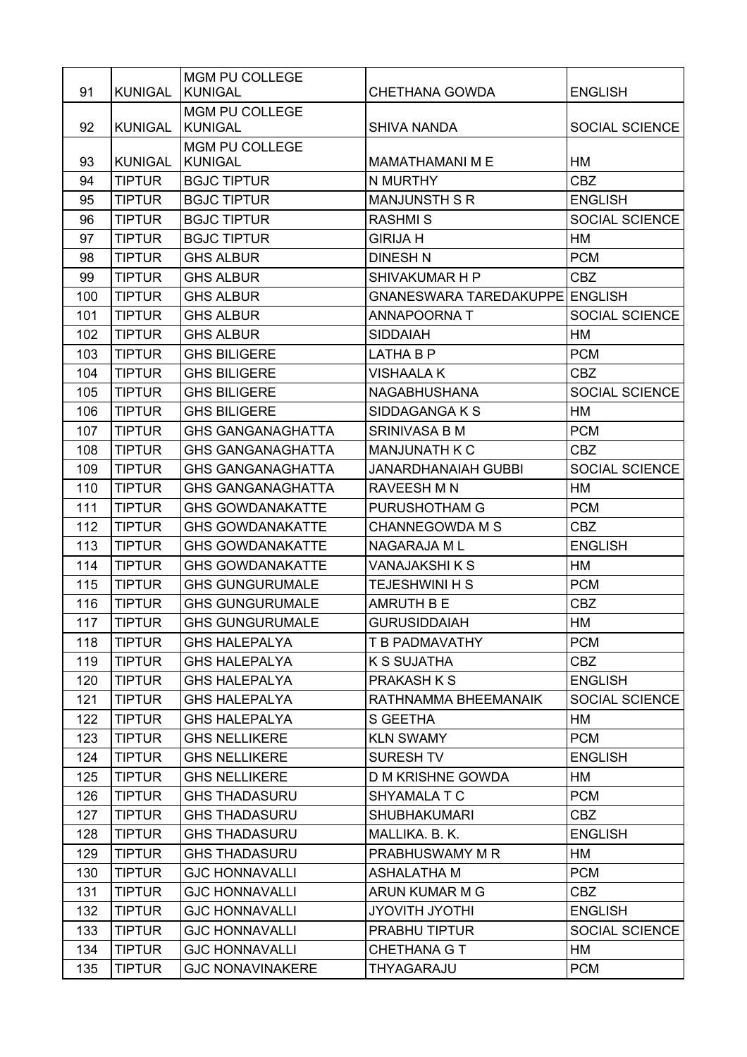| 91 | KUNIGAL | MGM PU COLLEGE KUNIGAL | CHETHANA GOWDA | ENGLISH |
|---|---|---|---|---|
| 92 | KUNIGAL | MGM PU COLLEGE KUNIGAL | SHIVA NANDA | SOCIAL SCIENCE |
| 93 | KUNIGAL | MGM PU COLLEGE KUNIGAL | MAMATHAMANI M E | HM |
| 94 | TIPTUR | BGJC TIPTUR | N MURTHY | CBZ |
| 95 | TIPTUR | BGJC TIPTUR | MANJUNSTH S R | ENGLISH |
| 96 | TIPTUR | BGJC TIPTUR | RASHMI S | SOCIAL SCIENCE |
| 97 | TIPTUR | BGJC TIPTUR | GIRIJA H | HM |
| 98 | TIPTUR | GHS ALBUR | DINESH N | PCM |
| 99 | TIPTUR | GHS ALBUR | SHIVAKUMAR H P | CBZ |
| 100 | TIPTUR | GHS ALBUR | GNANESWARA TAREDAKUPPE | ENGLISH |
| 101 | TIPTUR | GHS ALBUR | ANNAPOORNA T | SOCIAL SCIENCE |
| 102 | TIPTUR | GHS ALBUR | SIDDAIAH | HM |
| 103 | TIPTUR | GHS BILIGERE | LATHA B P | PCM |
| 104 | TIPTUR | GHS BILIGERE | VISHAALA K | CBZ |
| 105 | TIPTUR | GHS BILIGERE | NAGABHUSHANA | SOCIAL SCIENCE |
| 106 | TIPTUR | GHS BILIGERE | SIDDAGANGA K S | HM |
| 107 | TIPTUR | GHS GANGANAGHATTA | SRINIVASA B M | PCM |
| 108 | TIPTUR | GHS GANGANAGHATTA | MANJUNATH K C | CBZ |
| 109 | TIPTUR | GHS GANGANAGHATTA | JANARDHANAIAH GUBBI | SOCIAL SCIENCE |
| 110 | TIPTUR | GHS GANGANAGHATTA | RAVEESH M N | HM |
| 111 | TIPTUR | GHS GOWDANAKATTE | PURUSHOTHAM G | PCM |
| 112 | TIPTUR | GHS GOWDANAKATTE | CHANNEGOWDA M S | CBZ |
| 113 | TIPTUR | GHS GOWDANAKATTE | NAGARAJA M L | ENGLISH |
| 114 | TIPTUR | GHS GOWDANAKATTE | VANAJAKSHI K S | HM |
| 115 | TIPTUR | GHS GUNGURUMALE | TEJESHWINI H S | PCM |
| 116 | TIPTUR | GHS GUNGURUMALE | AMRUTH B E | CBZ |
| 117 | TIPTUR | GHS GUNGURUMALE | GURUSIDDAIAH | HM |
| 118 | TIPTUR | GHS HALEPALYA | T B PADMAVATHY | PCM |
| 119 | TIPTUR | GHS HALEPALYA | K S SUJATHA | CBZ |
| 120 | TIPTUR | GHS HALEPALYA | PRAKASH K S | ENGLISH |
| 121 | TIPTUR | GHS HALEPALYA | RATHNAMMA BHEEMANAIK | SOCIAL SCIENCE |
| 122 | TIPTUR | GHS HALEPALYA | S GEETHA | HM |
| 123 | TIPTUR | GHS NELLIKERE | KLN SWAMY | PCM |
| 124 | TIPTUR | GHS NELLIKERE | SURESH TV | ENGLISH |
| 125 | TIPTUR | GHS NELLIKERE | D M KRISHNE GOWDA | HM |
| 126 | TIPTUR | GHS THADASURU | SHYAMALA T C | PCM |
| 127 | TIPTUR | GHS THADASURU | SHUBHAKUMARI | CBZ |
| 128 | TIPTUR | GHS THADASURU | MALLIKA. B. K. | ENGLISH |
| 129 | TIPTUR | GHS THADASURU | PRABHUSWAMY M R | HM |
| 130 | TIPTUR | GJC HONNAVALLI | ASHALATHA M | PCM |
| 131 | TIPTUR | GJC HONNAVALLI | ARUN KUMAR M G | CBZ |
| 132 | TIPTUR | GJC HONNAVALLI | JYOVITH JYOTHI | ENGLISH |
| 133 | TIPTUR | GJC HONNAVALLI | PRABHU TIPTUR | SOCIAL SCIENCE |
| 134 | TIPTUR | GJC HONNAVALLI | CHETHANA G T | HM |
| 135 | TIPTUR | GJC NONAVINAKERE | THYAGARAJU | PCM |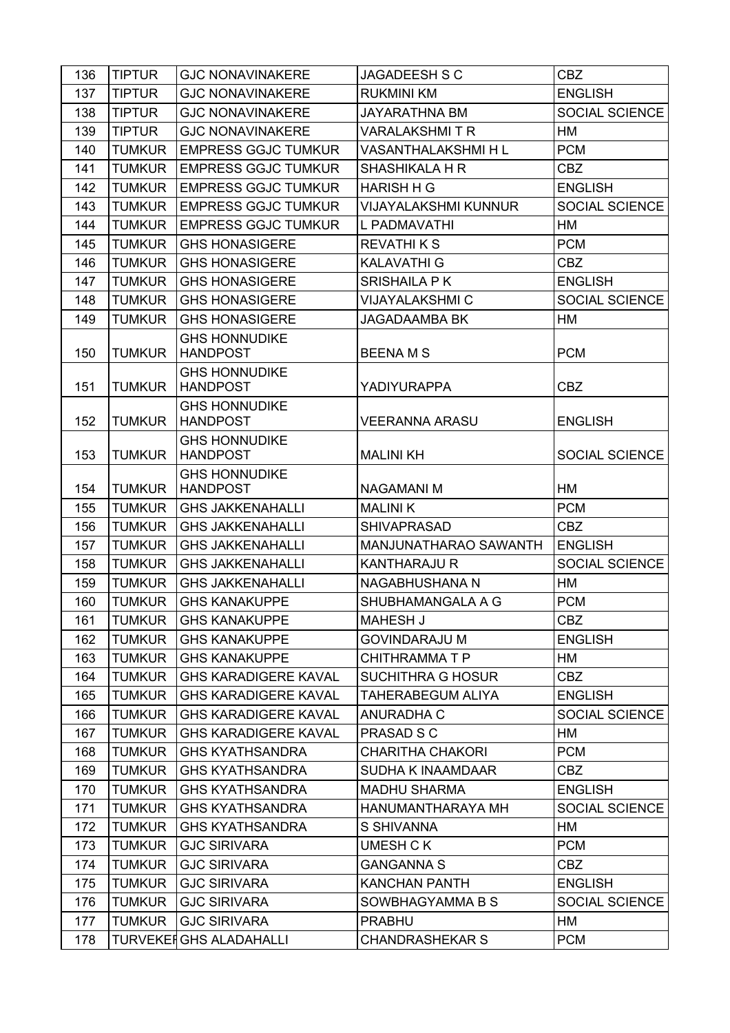| 136 | TIPTUR | GJC NONAVINAKERE | JAGADEESH S C | CBZ |
|---|---|---|---|---|
| 137 | TIPTUR | GJC NONAVINAKERE | RUKMINI KM | ENGLISH |
| 138 | TIPTUR | GJC NONAVINAKERE | JAYARATHNA BM | SOCIAL SCIENCE |
| 139 | TIPTUR | GJC NONAVINAKERE | VARALAKSHMI T R | HM |
| 140 | TUMKUR | EMPRESS GGJC TUMKUR | VASANTHALAKSHMI H L | PCM |
| 141 | TUMKUR | EMPRESS GGJC TUMKUR | SHASHIKALA H R | CBZ |
| 142 | TUMKUR | EMPRESS GGJC TUMKUR | HARISH H G | ENGLISH |
| 143 | TUMKUR | EMPRESS GGJC TUMKUR | VIJAYALAKSHMI KUNNUR | SOCIAL SCIENCE |
| 144 | TUMKUR | EMPRESS GGJC TUMKUR | L PADMAVATHI | HM |
| 145 | TUMKUR | GHS HONASIGERE | REVATHI K S | PCM |
| 146 | TUMKUR | GHS HONASIGERE | KALAVATHI G | CBZ |
| 147 | TUMKUR | GHS HONASIGERE | SRISHAILA P K | ENGLISH |
| 148 | TUMKUR | GHS HONASIGERE | VIJAYALAKSHMI C | SOCIAL SCIENCE |
| 149 | TUMKUR | GHS HONASIGERE | JAGADAAMBA BK | HM |
| 150 | TUMKUR | GHS HONNUDIKE HANDPOST | BEENA M S | PCM |
| 151 | TUMKUR | GHS HONNUDIKE HANDPOST | YADIYURAPPA | CBZ |
| 152 | TUMKUR | GHS HONNUDIKE HANDPOST | VEERANNA ARASU | ENGLISH |
| 153 | TUMKUR | GHS HONNUDIKE HANDPOST | MALINI KH | SOCIAL SCIENCE |
| 154 | TUMKUR | GHS HONNUDIKE HANDPOST | NAGAMANI M | HM |
| 155 | TUMKUR | GHS JAKKENAHALLI | MALINI K | PCM |
| 156 | TUMKUR | GHS JAKKENAHALLI | SHIVAPRASAD | CBZ |
| 157 | TUMKUR | GHS JAKKENAHALLI | MANJUNATHARAO SAWANTH | ENGLISH |
| 158 | TUMKUR | GHS JAKKENAHALLI | KANTHARAJU R | SOCIAL SCIENCE |
| 159 | TUMKUR | GHS JAKKENAHALLI | NAGABHUSHANA N | HM |
| 160 | TUMKUR | GHS KANAKUPPE | SHUBHAMANGALA A G | PCM |
| 161 | TUMKUR | GHS KANAKUPPE | MAHESH J | CBZ |
| 162 | TUMKUR | GHS KANAKUPPE | GOVINDARAJU M | ENGLISH |
| 163 | TUMKUR | GHS KANAKUPPE | CHITHRAMMA T P | HM |
| 164 | TUMKUR | GHS KARADIGERE KAVAL | SUCHITHRA G HOSUR | CBZ |
| 165 | TUMKUR | GHS KARADIGERE KAVAL | TAHERABEGUM ALIYA | ENGLISH |
| 166 | TUMKUR | GHS KARADIGERE KAVAL | ANURADHA C | SOCIAL SCIENCE |
| 167 | TUMKUR | GHS KARADIGERE KAVAL | PRASAD S C | HM |
| 168 | TUMKUR | GHS KYATHSANDRA | CHARITHA CHAKORI | PCM |
| 169 | TUMKUR | GHS KYATHSANDRA | SUDHA K INAAMDAAR | CBZ |
| 170 | TUMKUR | GHS KYATHSANDRA | MADHU SHARMA | ENGLISH |
| 171 | TUMKUR | GHS KYATHSANDRA | HANUMANTHARAYA MH | SOCIAL SCIENCE |
| 172 | TUMKUR | GHS KYATHSANDRA | S SHIVANNA | HM |
| 173 | TUMKUR | GJC SIRIVARA | UMESH C K | PCM |
| 174 | TUMKUR | GJC SIRIVARA | GANGANNA S | CBZ |
| 175 | TUMKUR | GJC SIRIVARA | KANCHAN PANTH | ENGLISH |
| 176 | TUMKUR | GJC SIRIVARA | SOWBHAGYAMMA B S | SOCIAL SCIENCE |
| 177 | TUMKUR | GJC SIRIVARA | PRABHU | HM |
| 178 | TURVEKEF | GHS ALADAHALLI | CHANDRASHEKAR S | PCM |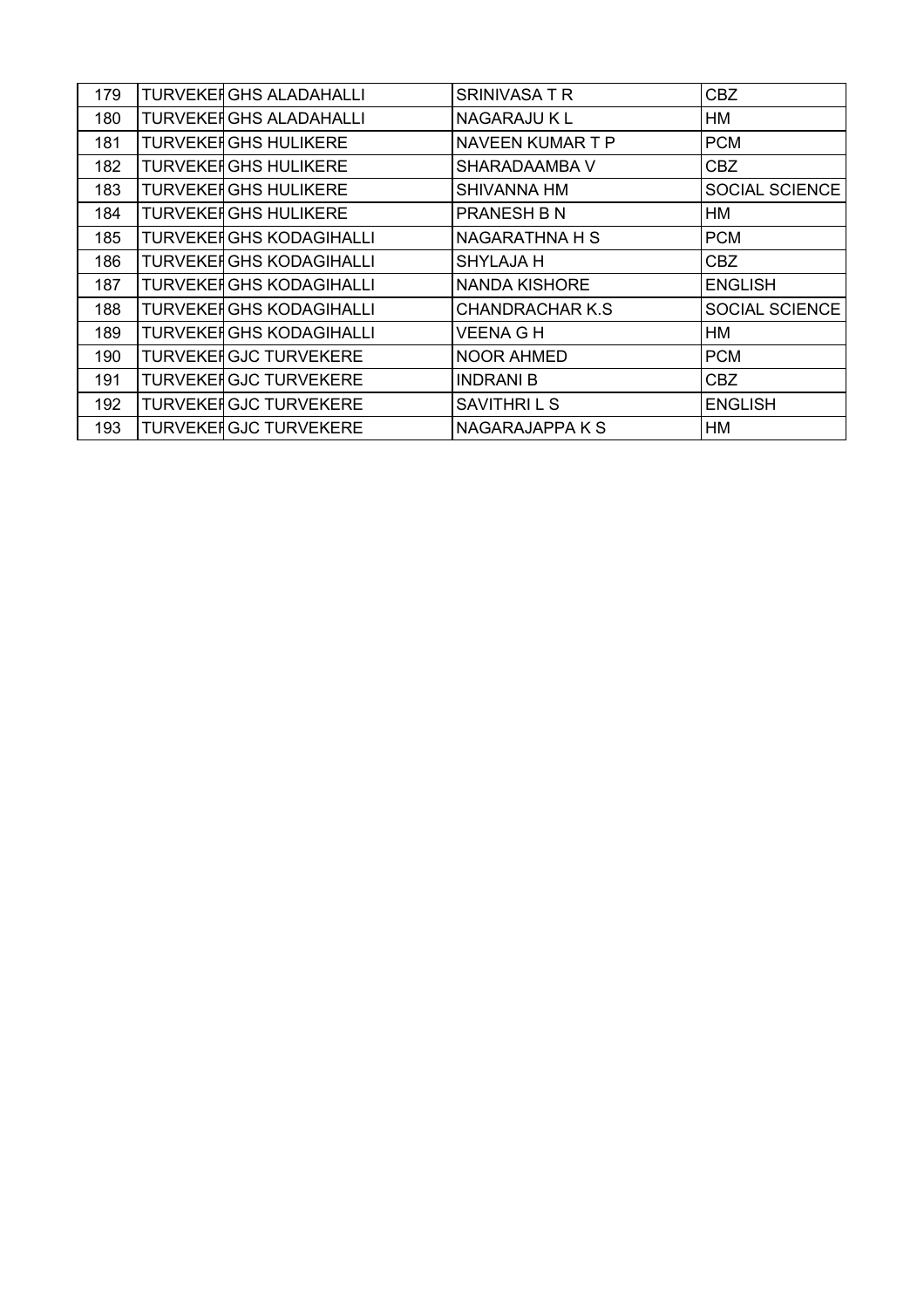| | | | | |
|---|---|---|---|---|
| 179 | TURVEKEI | GHS ALADAHALLI | SRINIVASA T R | CBZ |
| 180 | TURVEKEI | GHS ALADAHALLI | NAGARAJU K L | HM |
| 181 | TURVEKEI | GHS HULIKERE | NAVEEN KUMAR T P | PCM |
| 182 | TURVEKEI | GHS HULIKERE | SHARADAAMBA V | CBZ |
| 183 | TURVEKEI | GHS HULIKERE | SHIVANNA HM | SOCIAL SCIENCE |
| 184 | TURVEKEI | GHS HULIKERE | PRANESH B N | HM |
| 185 | TURVEKEI | GHS KODAGIHALLI | NAGARATHNA H S | PCM |
| 186 | TURVEKEI | GHS KODAGIHALLI | SHYLAJA H | CBZ |
| 187 | TURVEKEI | GHS KODAGIHALLI | NANDA KISHORE | ENGLISH |
| 188 | TURVEKEI | GHS KODAGIHALLI | CHANDRACHAR K.S | SOCIAL SCIENCE |
| 189 | TURVEKEI | GHS KODAGIHALLI | VEENA G H | HM |
| 190 | TURVEKEI | GJC TURVEKERE | NOOR AHMED | PCM |
| 191 | TURVEKEI | GJC TURVEKERE | INDRANI B | CBZ |
| 192 | TURVEKEI | GJC TURVEKERE | SAVITHRI L S | ENGLISH |
| 193 | TURVEKEI | GJC TURVEKERE | NAGARAJAPPA K S | HM |